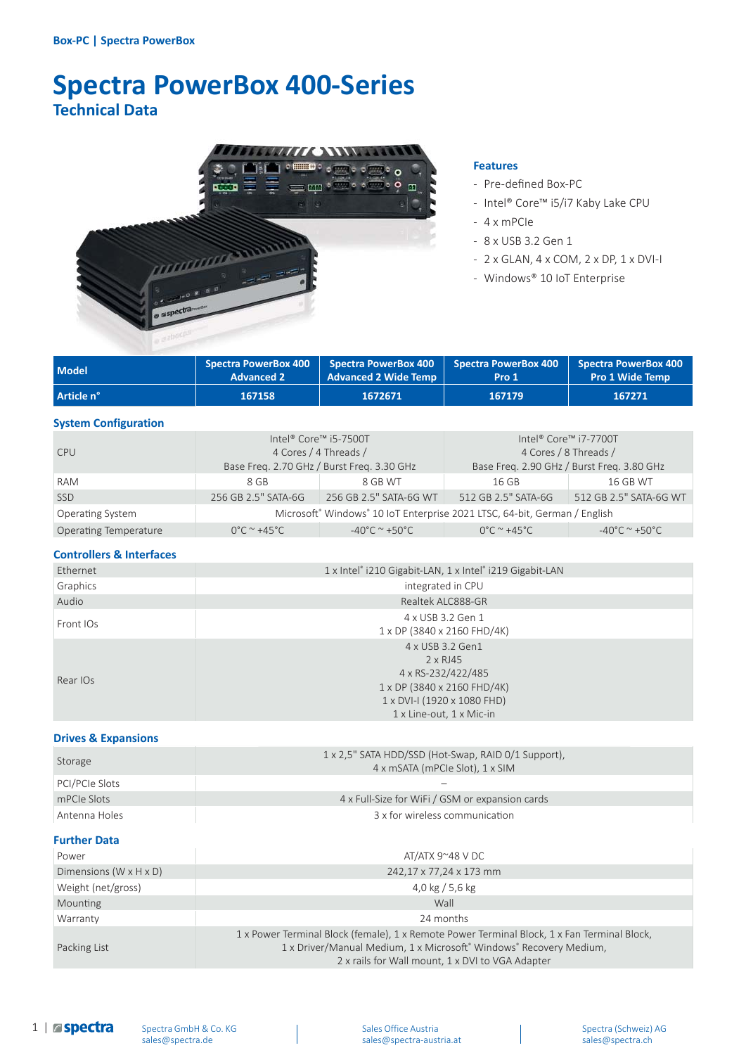Box-PC | Spectra PowerBox

# Spectra PowerBox 400-Series

## Technical Data

### Features

- Pre-defined Box-PC
- Intel® Core™ i5/i7 Kaby Lake CPU
- 4 x mPCIe
- 8 x USB 3.2 Gen 1
- 2 x GLAN, 4 x COM, 2 x DP, 1 x DVI-I
- Windows® 10 IoT Enterprise

| Model | Spectra PowerBox 400 Advanced 2 | Spectra PowerBox 400 Advanced 2 Wide Temp | Spectra PowerBox 400 Pro 1 | Spectra PowerBox 400 Pro 1 Wide Temp |
|---|---|---|---|---|
| Article n° | 167158 | 1672671 | 167179 | 167271 |

### System Configuration

| | | | | |
|---|---|---|---|---|
| CPU | Intel® Core™ i5-7500T<br>4 Cores / 4 Threads /<br>Base Freq. 2.70 GHz / Burst Freq. 3.30 GHz | | Intel® Core™ i7-7700T<br>4 Cores / 8 Threads /<br>Base Freq. 2.90 GHz / Burst Freq. 3.80 GHz | |
| RAM | 8 GB | 8 GB WT | 16 GB | 16 GB WT |
| SSD | 256 GB 2.5" SATA-6G | 256 GB 2.5" SATA-6G WT | 512 GB 2.5" SATA-6G | 512 GB 2.5" SATA-6G WT |
| Operating System | Microsoft® Windows® 10 IoT Enterprise 2021 LTSC, 64-bit, German / English | | | |
| Operating Temperature | 0°C ~ +45°C | -40°C ~ +50°C | 0°C ~ +45°C | -40°C ~ +50°C |

### Controllers & Interfaces

| | |
|---|---|
| Ethernet | 1 x Intel® i210 Gigabit-LAN, 1 x Intel® i219 Gigabit-LAN |
| Graphics | integrated in CPU |
| Audio | Realtek ALC888-GR |
| Front IOs | 4 x USB 3.2 Gen 1<br>1 x DP (3840 x 2160 FHD/4K) |
| Rear IOs | 4 x USB 3.2 Gen1<br>2 x RJ45<br>4 x RS-232/422/485<br>1 x DP (3840 x 2160 FHD/4K)<br>1 x DVI-I (1920 x 1080 FHD)<br>1 x Line-out, 1 x Mic-in |

### Drives & Expansions

| | |
|---|---|
| Storage | 1 x 2,5" SATA HDD/SSD (Hot-Swap, RAID 0/1 Support),<br>4 x mSATA (mPCIe Slot), 1 x SIM |
| PCI/PCIe Slots | – |
| mPCIe Slots | 4 x Full-Size for WiFi / GSM or expansion cards |
| Antenna Holes | 3 x for wireless communication |

### Further Data

| | |
|---|---|
| Power | AT/ATX 9~48 V DC |
| Dimensions (W x H x D) | 242,17 x 77,24 x 173 mm |
| Weight (net/gross) | 4,0 kg / 5,6 kg |
| Mounting | Wall |
| Warranty | 24 months |
| Packing List | 1 x Power Terminal Block (female), 1 x Remote Power Terminal Block, 1 x Fan Terminal Block,<br>1 x Driver/Manual Medium, 1 x Microsoft® Windows® Recovery Medium,<br>2 x rails for Wall mount, 1 x DVI to VGA Adapter |

Spectra GmbH & Co. KG
sales@spectra.de

Sales Office Austria
sales@spectra-austria.at

Spectra (Schweiz) AG
sales@spectra.ch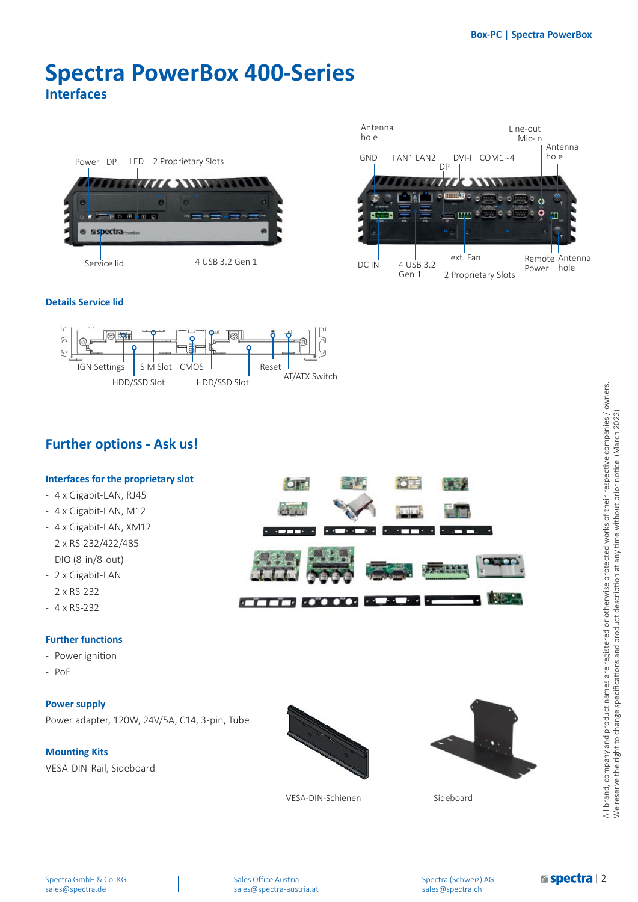# Spectra PowerBox 400-Series

## Interfaces

Power DP LED 2 Proprietary Slots

Service lid

4 USB 3.2 Gen 1

Antenna hole

GND

LAN1 LAN2

DP

DVI-I COM1~4

Line-out

Mic-in

Antenna hole

DC IN

4 USB 3.2 Gen 1

ext. Fan

2 Proprietary Slots

Remote Power

Antenna hole

### Details Service lid

IGN Settings SIM Slot CMOS Reset

HDD/SSD Slot HDD/SSD Slot

AT/ATX Switch

## Further options - Ask us!

### Interfaces for the proprietary slot

- 4 x Gigabit-LAN, RJ45
- 4 x Gigabit-LAN, M12
- 4 x Gigabit-LAN, XM12
- 2 x RS-232/422/485
- DIO (8-in/8-out)
- 2 x Gigabit-LAN
- 2 x RS-232
- 4 x RS-232

### Further functions

- Power ignition
- PoE

### Power supply

Power adapter, 120W, 24V/5A, C14, 3-pin, Tube

### Mounting Kits

VESA-DIN-Rail, Sideboard

VESA-DIN-Schienen

Sideboard

All brand, company and product names are registered or otherwise protected works of their respective companies / owners.
We reserve the right to change specifications and product description at any time without prior notice (March 2022)

Spectra GmbH & Co. KG
sales@spectra.de

Sales Office Austria
sales@spectra-austria.at

Spectra (Schweiz) AG
sales@spectra.ch